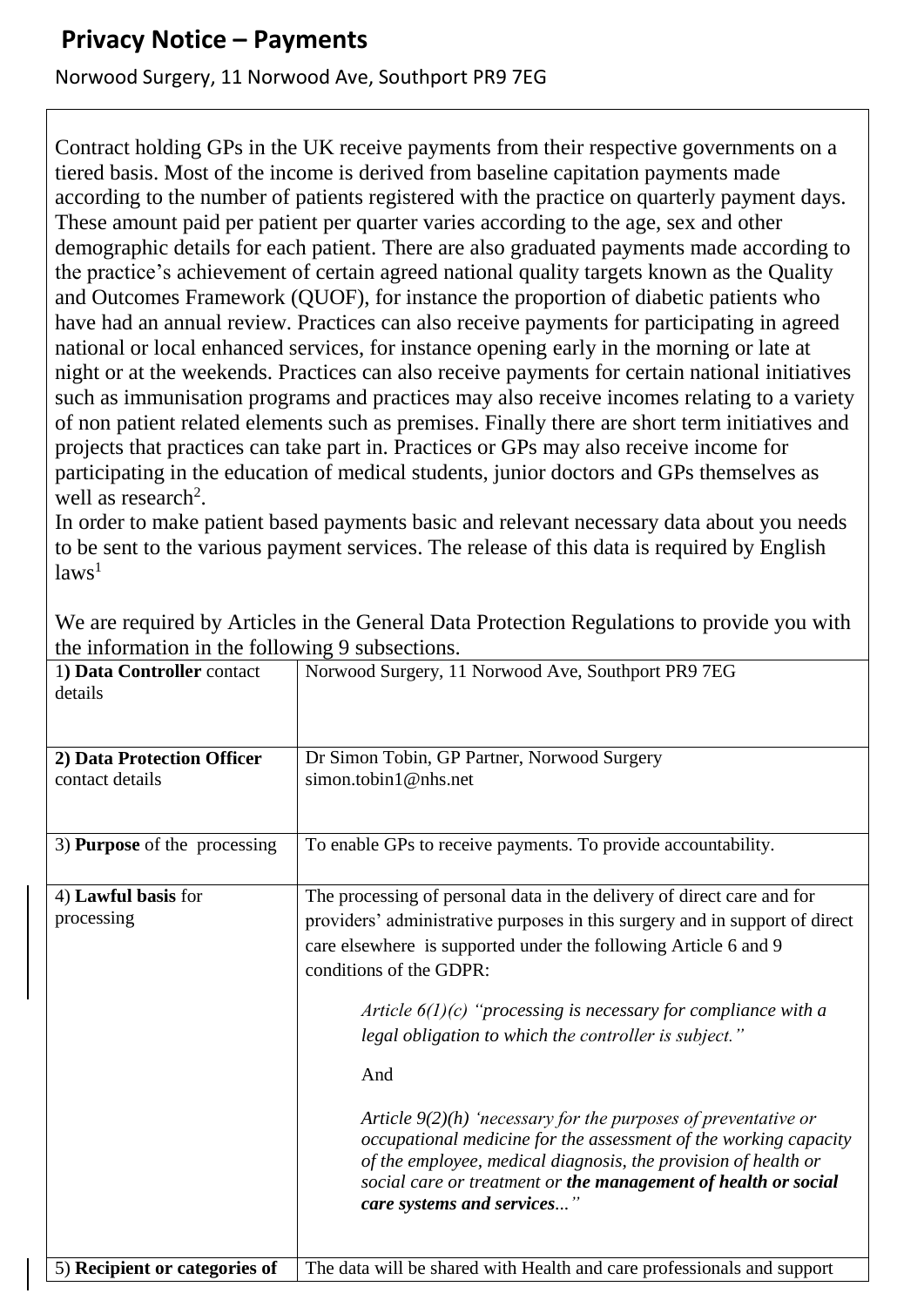# Privacy Notice – Payments

Norwood Surgery, 11 Norwood Ave, Southport PR9 7EG

Contract holding GPs in the UK receive payments from their respective governments on a tiered basis. Most of the income is derived from baseline capitation payments made according to the number of patients registered with the practice on quarterly payment days. These amount paid per patient per quarter varies according to the age, sex and other demographic details for each patient. There are also graduated payments made according to the practice's achievement of certain agreed national quality targets known as the Quality and Outcomes Framework (QUOF), for instance the proportion of diabetic patients who have had an annual review. Practices can also receive payments for participating in agreed national or local enhanced services, for instance opening early in the morning or late at night or at the weekends. Practices can also receive payments for certain national initiatives such as immunisation programs and practices may also receive incomes relating to a variety of non patient related elements such as premises. Finally there are short term initiatives and projects that practices can take part in. Practices or GPs may also receive income for participating in the education of medical students, junior doctors and GPs themselves as well as research[2].

In order to make patient based payments basic and relevant necessary data about you needs to be sent to the various payment services. The release of this data is required by English laws[1]

We are required by Articles in the General Data Protection Regulations to provide you with the information in the following 9 subsections.

| | |
|---|---|
| 1**) Data Controller** contact details | Norwood Surgery, 11 Norwood Ave, Southport PR9 7EG |
| **2) Data Protection Officer** contact details | Dr Simon Tobin, GP Partner, Norwood Surgery<br>simon.tobin1@nhs.net |
| 3) **Purpose** of the processing | To enable GPs to receive payments. To provide accountability. |
| 4) **Lawful basis** for processing | The processing of personal data in the delivery of direct care and for providers' administrative purposes in this surgery and in support of direct care elsewhere is supported under the following Article 6 and 9 conditions of the GDPR:<br><br>*Article 6(1)(c) "processing is necessary for compliance with a legal obligation to which the controller is subject."*<br><br>And<br><br>*Article 9(2)(h) 'necessary for the purposes of preventative or occupational medicine for the assessment of the working capacity of the employee, medical diagnosis, the provision of health or social care or treatment or **the management of health or social care systems and services**..."* |
| 5) **Recipient or categories of** | The data will be shared with Health and care professionals and support |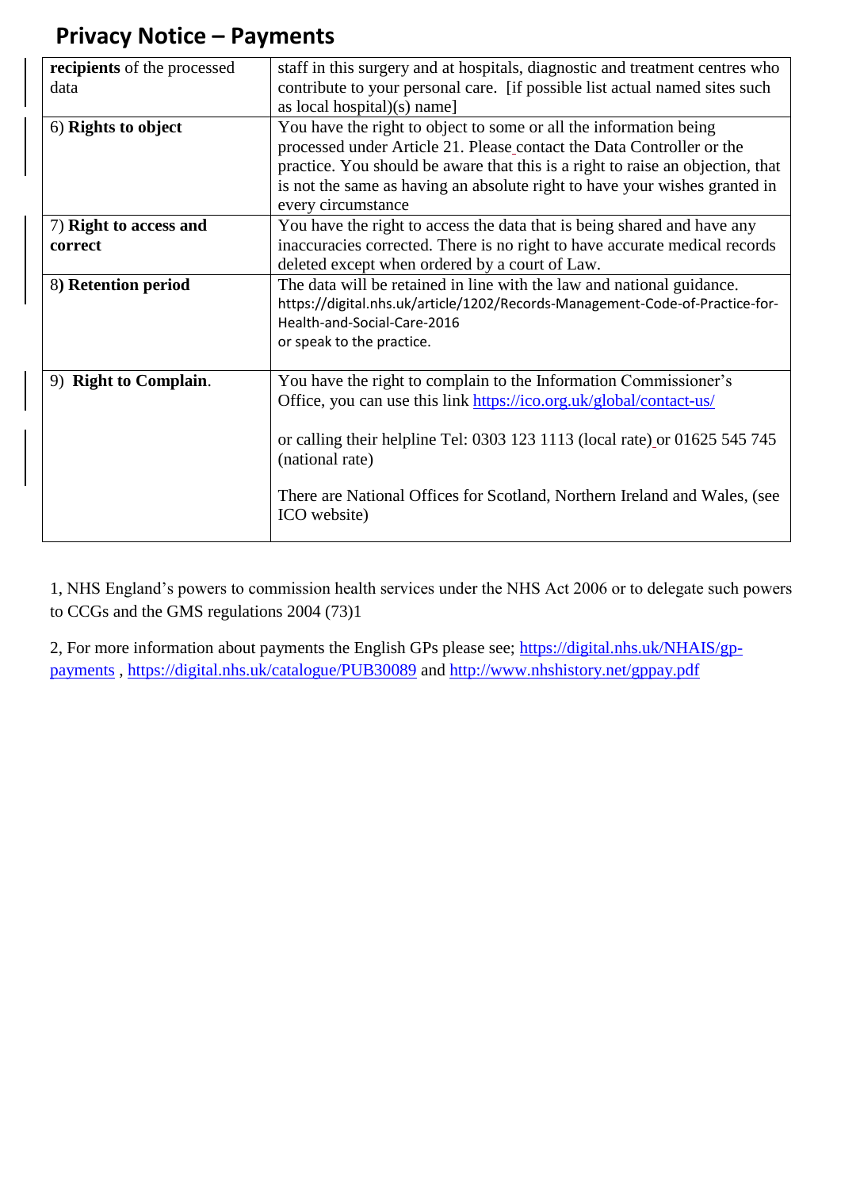## Privacy Notice – Payments

| | |
|---|---|
| **recipients** of the processed data | staff in this surgery and at hospitals, diagnostic and treatment centres who contribute to your personal care. [if possible list actual named sites such as local hospital)(s) name] |
| 6) **Rights to object** | You have the right to object to some or all the information being processed under Article 21. Please contact the Data Controller or the practice. You should be aware that this is a right to raise an objection, that is not the same as having an absolute right to have your wishes granted in every circumstance |
| 7) **Right to access and correct** | You have the right to access the data that is being shared and have any inaccuracies corrected. There is no right to have accurate medical records deleted except when ordered by a court of Law. |
| 8**) Retention period** | The data will be retained in line with the law and national guidance. https://digital.nhs.uk/article/1202/Records-Management-Code-of-Practice-for-Health-and-Social-Care-2016 or speak to the practice. |
| 9) **Right to Complain**. | You have the right to complain to the Information Commissioner's Office, you can use this link https://ico.org.uk/global/contact-us/ <br><br> or calling their helpline Tel: 0303 123 1113 (local rate) or 01625 545 745 (national rate) <br><br> There are National Offices for Scotland, Northern Ireland and Wales, (see ICO website) |

1, NHS England's powers to commission health services under the NHS Act 2006 or to delegate such powers to CCGs and the GMS regulations 2004 (73)1

2, For more information about payments the English GPs please see; https://digital.nhs.uk/NHAIS/gp-payments , https://digital.nhs.uk/catalogue/PUB30089 and http://www.nhshistory.net/gppay.pdf